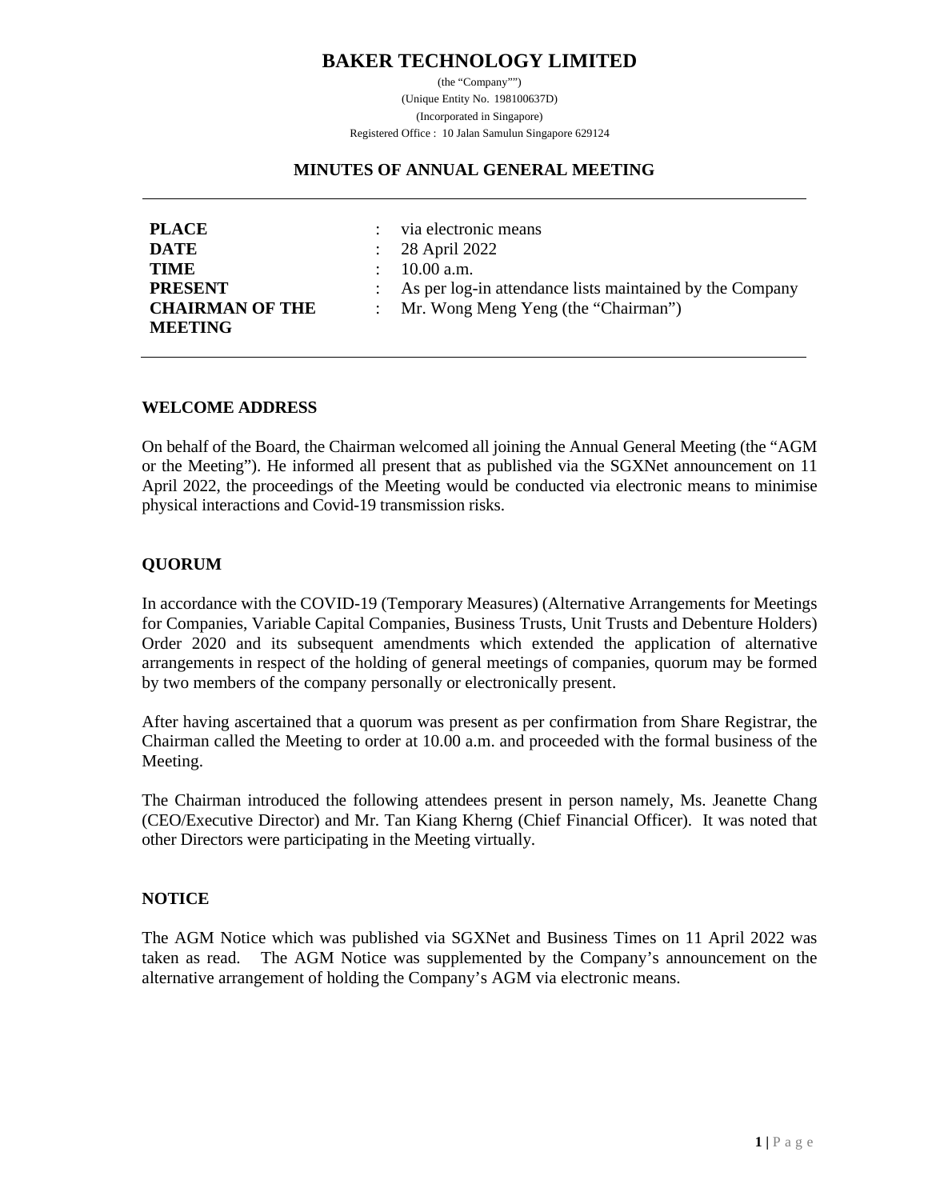# BAKER TECHNOLOGY LIMITED

(the "Company"")
(Unique Entity No. 198100637D)
(Incorporated in Singapore)
Registered Office : 10 Jalan Samulun Singapore 629124

## MINUTES OF ANNUAL GENERAL MEETING

| | | |
|---|---|---|
| **PLACE** | : | via electronic means |
| **DATE** | : | 28 April 2022 |
| **TIME** | : | 10.00 a.m. |
| **PRESENT** | : | As per log-in attendance lists maintained by the Company |
| **CHAIRMAN OF THE MEETING** | : | Mr. Wong Meng Yeng (the "Chairman") |

### WELCOME ADDRESS

On behalf of the Board, the Chairman welcomed all joining the Annual General Meeting (the "AGM or the Meeting"). He informed all present that as published via the SGXNet announcement on 11 April 2022, the proceedings of the Meeting would be conducted via electronic means to minimise physical interactions and Covid-19 transmission risks.

### QUORUM

In accordance with the COVID-19 (Temporary Measures) (Alternative Arrangements for Meetings for Companies, Variable Capital Companies, Business Trusts, Unit Trusts and Debenture Holders) Order 2020 and its subsequent amendments which extended the application of alternative arrangements in respect of the holding of general meetings of companies, quorum may be formed by two members of the company personally or electronically present.

After having ascertained that a quorum was present as per confirmation from Share Registrar, the Chairman called the Meeting to order at 10.00 a.m. and proceeded with the formal business of the Meeting.

The Chairman introduced the following attendees present in person namely, Ms. Jeanette Chang (CEO/Executive Director) and Mr. Tan Kiang Kherng (Chief Financial Officer). It was noted that other Directors were participating in the Meeting virtually.

### NOTICE

The AGM Notice which was published via SGXNet and Business Times on 11 April 2022 was taken as read. The AGM Notice was supplemented by the Company's announcement on the alternative arrangement of holding the Company's AGM via electronic means.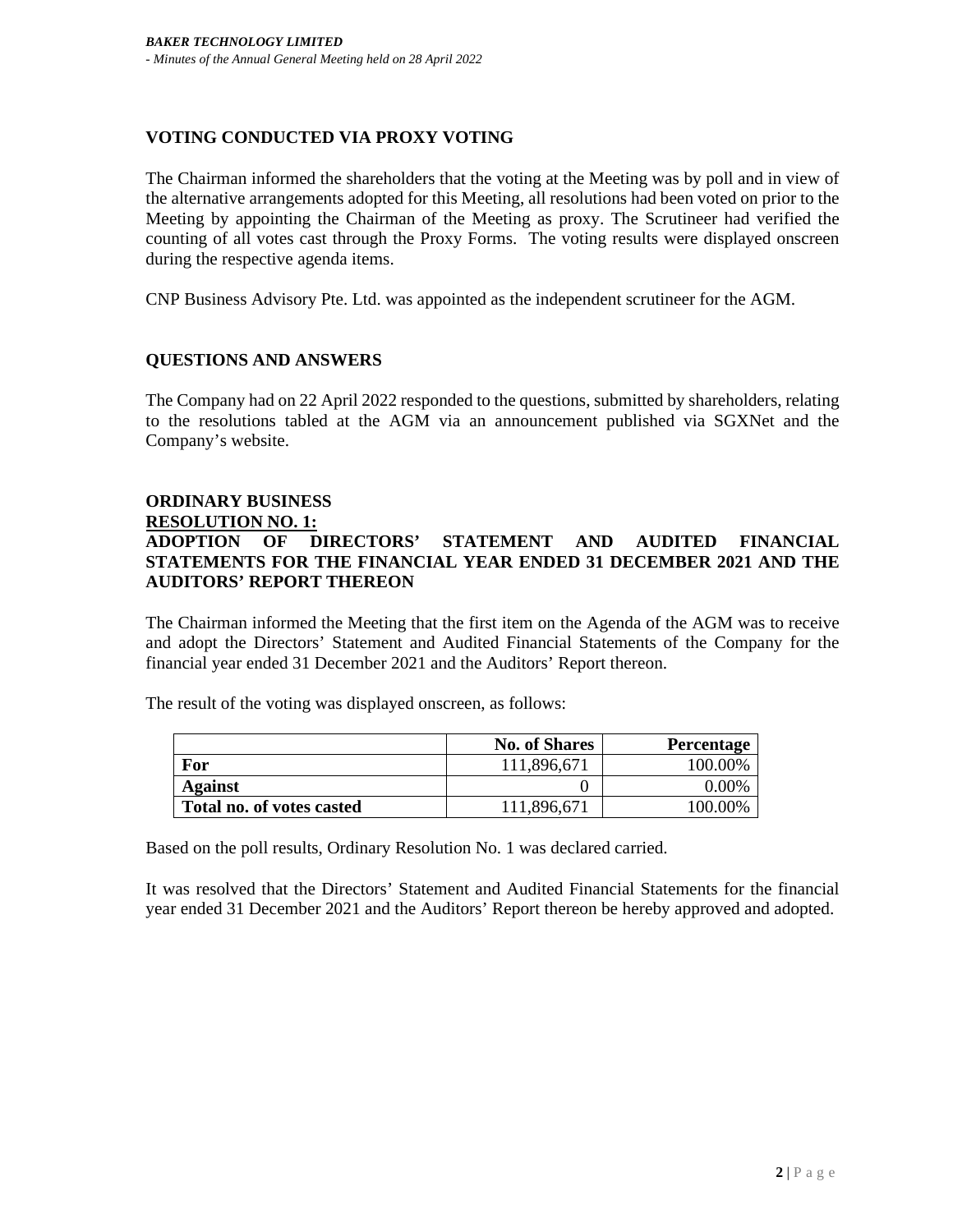## VOTING CONDUCTED VIA PROXY VOTING

The Chairman informed the shareholders that the voting at the Meeting was by poll and in view of the alternative arrangements adopted for this Meeting, all resolutions had been voted on prior to the Meeting by appointing the Chairman of the Meeting as proxy. The Scrutineer had verified the counting of all votes cast through the Proxy Forms. The voting results were displayed onscreen during the respective agenda items.

CNP Business Advisory Pte. Ltd. was appointed as the independent scrutineer for the AGM.

## QUESTIONS AND ANSWERS

The Company had on 22 April 2022 responded to the questions, submitted by shareholders, relating to the resolutions tabled at the AGM via an announcement published via SGXNet and the Company's website.

## ORDINARY BUSINESS

**RESOLUTION NO. 1:**

**ADOPTION OF DIRECTORS' STATEMENT AND AUDITED FINANCIAL STATEMENTS FOR THE FINANCIAL YEAR ENDED 31 DECEMBER 2021 AND THE AUDITORS' REPORT THEREON**

The Chairman informed the Meeting that the first item on the Agenda of the AGM was to receive and adopt the Directors' Statement and Audited Financial Statements of the Company for the financial year ended 31 December 2021 and the Auditors' Report thereon.

The result of the voting was displayed onscreen, as follows:

| | No. of Shares | Percentage |
|---|---|---|
| **For** | 111,896,671 | 100.00% |
| **Against** | 0 | 0.00% |
| **Total no. of votes casted** | 111,896,671 | 100.00% |

Based on the poll results, Ordinary Resolution No. 1 was declared carried.

It was resolved that the Directors' Statement and Audited Financial Statements for the financial year ended 31 December 2021 and the Auditors' Report thereon be hereby approved and adopted.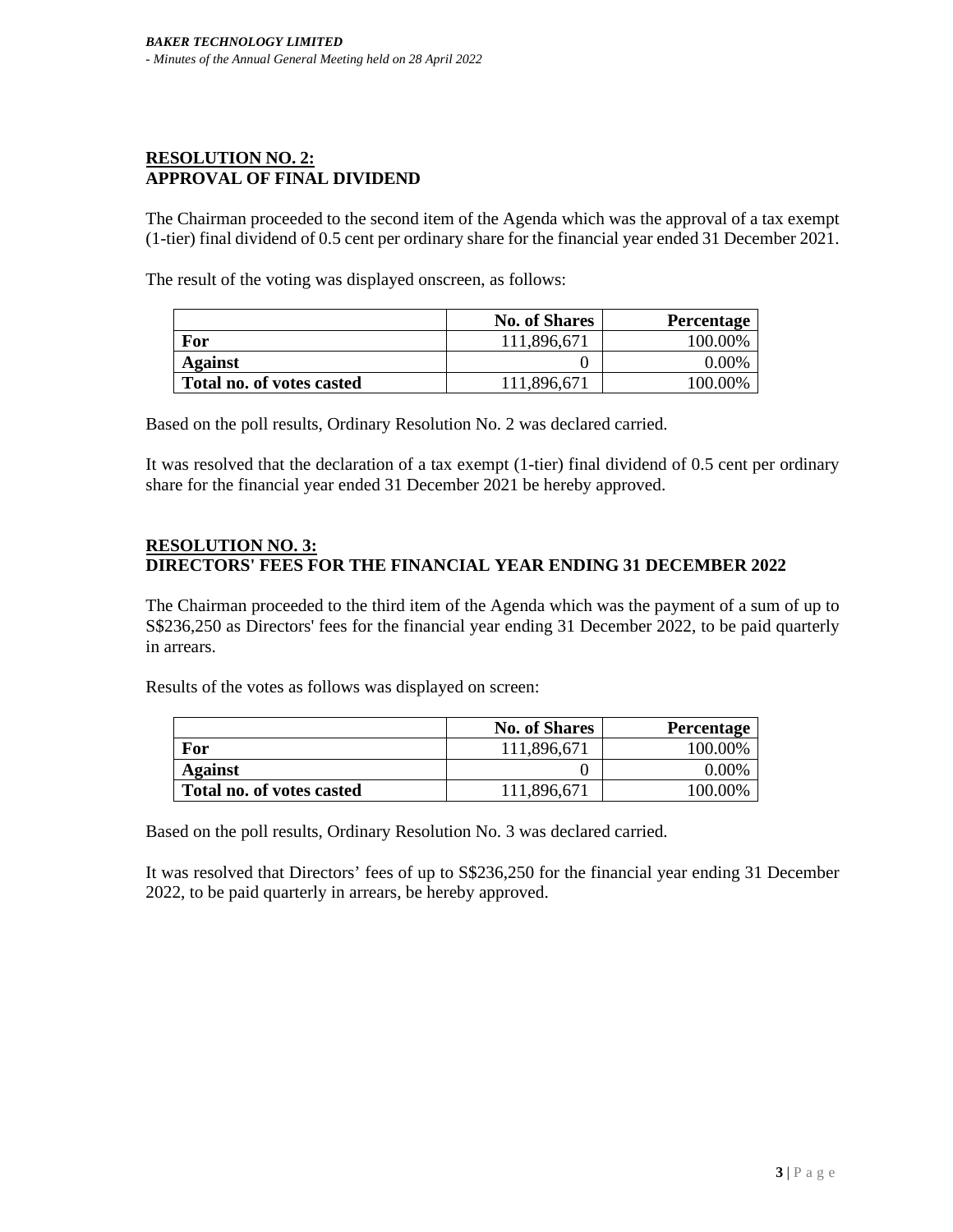**RESOLUTION NO. 2:**
**APPROVAL OF FINAL DIVIDEND**

The Chairman proceeded to the second item of the Agenda which was the approval of a tax exempt (1-tier) final dividend of 0.5 cent per ordinary share for the financial year ended 31 December 2021.

The result of the voting was displayed onscreen, as follows:

| | No. of Shares | Percentage |
|---|---|---|
| **For** | 111,896,671 | 100.00% |
| **Against** | 0 | 0.00% |
| **Total no. of votes casted** | 111,896,671 | 100.00% |

Based on the poll results, Ordinary Resolution No. 2 was declared carried.

It was resolved that the declaration of a tax exempt (1-tier) final dividend of 0.5 cent per ordinary share for the financial year ended 31 December 2021 be hereby approved.

**RESOLUTION NO. 3:**
**DIRECTORS' FEES FOR THE FINANCIAL YEAR ENDING 31 DECEMBER 2022**

The Chairman proceeded to the third item of the Agenda which was the payment of a sum of up to S$236,250 as Directors' fees for the financial year ending 31 December 2022, to be paid quarterly in arrears.

Results of the votes as follows was displayed on screen:

| | No. of Shares | Percentage |
|---|---|---|
| **For** | 111,896,671 | 100.00% |
| **Against** | 0 | 0.00% |
| **Total no. of votes casted** | 111,896,671 | 100.00% |

Based on the poll results, Ordinary Resolution No. 3 was declared carried.

It was resolved that Directors' fees of up to S$236,250 for the financial year ending 31 December 2022, to be paid quarterly in arrears, be hereby approved.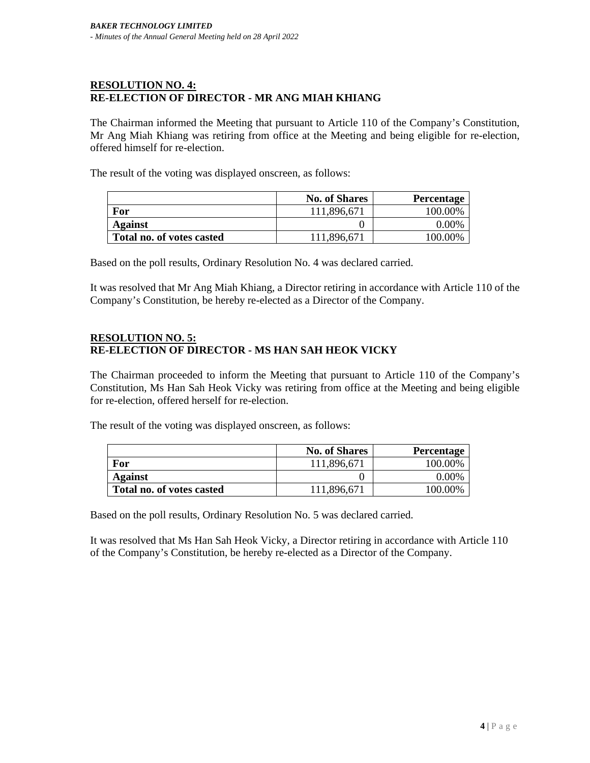## RESOLUTION NO. 4:
## RE-ELECTION OF DIRECTOR - MR ANG MIAH KHIANG

The Chairman informed the Meeting that pursuant to Article 110 of the Company's Constitution, Mr Ang Miah Khiang was retiring from office at the Meeting and being eligible for re-election, offered himself for re-election.

The result of the voting was displayed onscreen, as follows:

| | No. of Shares | Percentage |
|---|---|---|
| **For** | 111,896,671 | 100.00% |
| **Against** | 0 | 0.00% |
| **Total no. of votes casted** | 111,896,671 | 100.00% |

Based on the poll results, Ordinary Resolution No. 4 was declared carried.

It was resolved that Mr Ang Miah Khiang, a Director retiring in accordance with Article 110 of the Company's Constitution, be hereby re-elected as a Director of the Company.

## RESOLUTION NO. 5:
## RE-ELECTION OF DIRECTOR - MS HAN SAH HEOK VICKY

The Chairman proceeded to inform the Meeting that pursuant to Article 110 of the Company's Constitution, Ms Han Sah Heok Vicky was retiring from office at the Meeting and being eligible for re-election, offered herself for re-election.

The result of the voting was displayed onscreen, as follows:

| | No. of Shares | Percentage |
|---|---|---|
| **For** | 111,896,671 | 100.00% |
| **Against** | 0 | 0.00% |
| **Total no. of votes casted** | 111,896,671 | 100.00% |

Based on the poll results, Ordinary Resolution No. 5 was declared carried.

It was resolved that Ms Han Sah Heok Vicky, a Director retiring in accordance with Article 110 of the Company's Constitution, be hereby re-elected as a Director of the Company.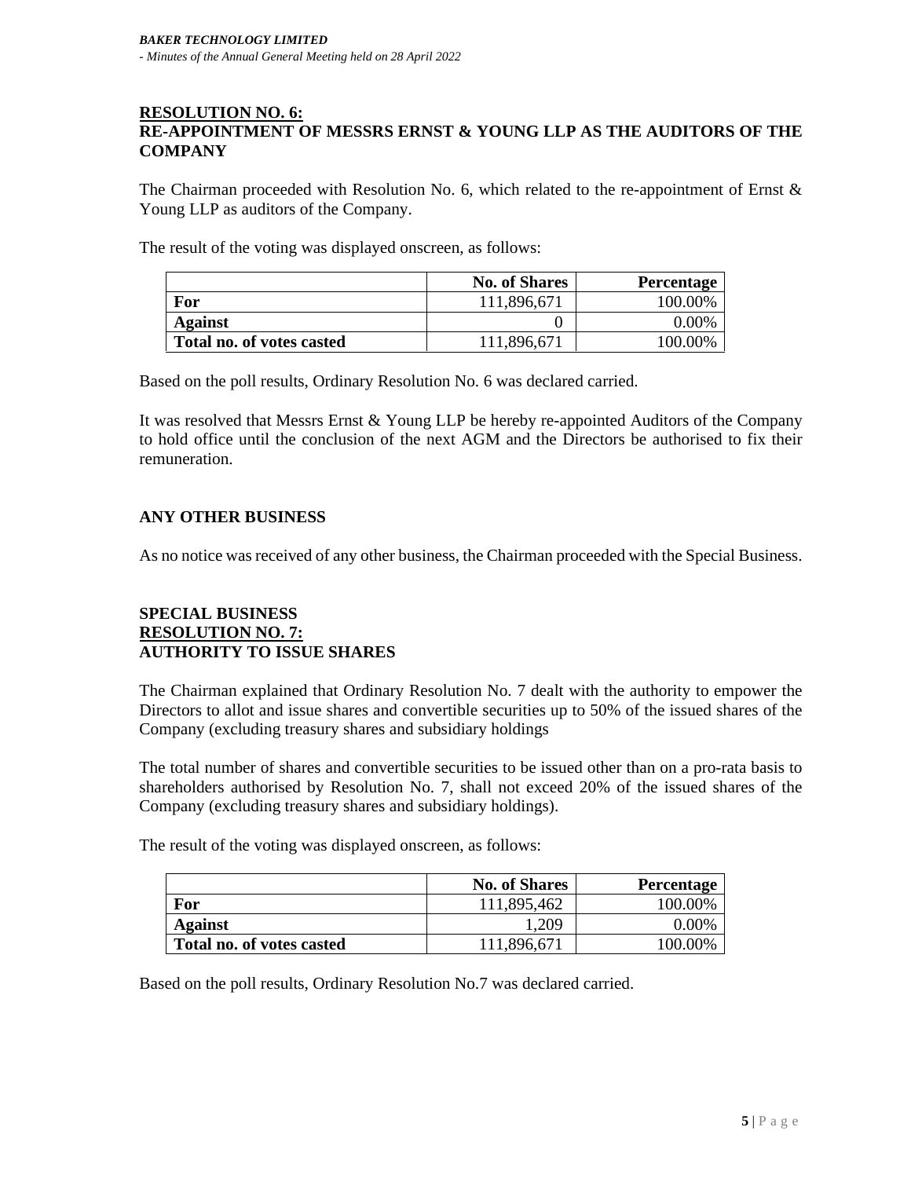## RESOLUTION NO. 6:
## RE-APPOINTMENT OF MESSRS ERNST & YOUNG LLP AS THE AUDITORS OF THE COMPANY

The Chairman proceeded with Resolution No. 6, which related to the re-appointment of Ernst & Young LLP as auditors of the Company.

The result of the voting was displayed onscreen, as follows:

| | No. of Shares | Percentage |
|---|---:|---:|
| **For** | 111,896,671 | 100.00% |
| **Against** | 0 | 0.00% |
| **Total no. of votes casted** | 111,896,671 | 100.00% |

Based on the poll results, Ordinary Resolution No. 6 was declared carried.

It was resolved that Messrs Ernst & Young LLP be hereby re-appointed Auditors of the Company to hold office until the conclusion of the next AGM and the Directors be authorised to fix their remuneration.

## ANY OTHER BUSINESS

As no notice was received of any other business, the Chairman proceeded with the Special Business.

## SPECIAL BUSINESS
## RESOLUTION NO. 7:
## AUTHORITY TO ISSUE SHARES

The Chairman explained that Ordinary Resolution No. 7 dealt with the authority to empower the Directors to allot and issue shares and convertible securities up to 50% of the issued shares of the Company (excluding treasury shares and subsidiary holdings

The total number of shares and convertible securities to be issued other than on a pro-rata basis to shareholders authorised by Resolution No. 7, shall not exceed 20% of the issued shares of the Company (excluding treasury shares and subsidiary holdings).

The result of the voting was displayed onscreen, as follows:

| | No. of Shares | Percentage |
|---|---:|---:|
| **For** | 111,895,462 | 100.00% |
| **Against** | 1,209 | 0.00% |
| **Total no. of votes casted** | 111,896,671 | 100.00% |

Based on the poll results, Ordinary Resolution No.7 was declared carried.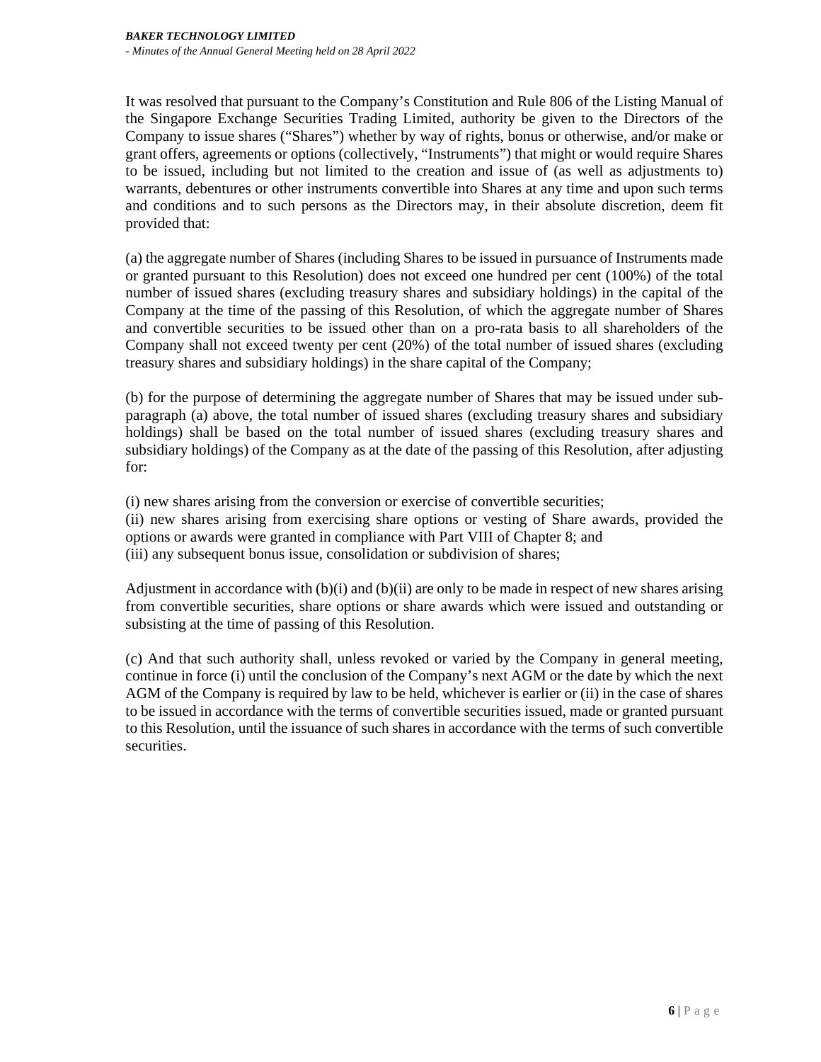It was resolved that pursuant to the Company's Constitution and Rule 806 of the Listing Manual of the Singapore Exchange Securities Trading Limited, authority be given to the Directors of the Company to issue shares ("Shares") whether by way of rights, bonus or otherwise, and/or make or grant offers, agreements or options (collectively, "Instruments") that might or would require Shares to be issued, including but not limited to the creation and issue of (as well as adjustments to) warrants, debentures or other instruments convertible into Shares at any time and upon such terms and conditions and to such persons as the Directors may, in their absolute discretion, deem fit provided that:

(a) the aggregate number of Shares (including Shares to be issued in pursuance of Instruments made or granted pursuant to this Resolution) does not exceed one hundred per cent (100%) of the total number of issued shares (excluding treasury shares and subsidiary holdings) in the capital of the Company at the time of the passing of this Resolution, of which the aggregate number of Shares and convertible securities to be issued other than on a pro-rata basis to all shareholders of the Company shall not exceed twenty per cent (20%) of the total number of issued shares (excluding treasury shares and subsidiary holdings) in the share capital of the Company;

(b) for the purpose of determining the aggregate number of Shares that may be issued under sub-paragraph (a) above, the total number of issued shares (excluding treasury shares and subsidiary holdings) shall be based on the total number of issued shares (excluding treasury shares and subsidiary holdings) of the Company as at the date of the passing of this Resolution, after adjusting for:

(i) new shares arising from the conversion or exercise of convertible securities;
(ii) new shares arising from exercising share options or vesting of Share awards, provided the options or awards were granted in compliance with Part VIII of Chapter 8; and
(iii) any subsequent bonus issue, consolidation or subdivision of shares;

Adjustment in accordance with (b)(i) and (b)(ii) are only to be made in respect of new shares arising from convertible securities, share options or share awards which were issued and outstanding or subsisting at the time of passing of this Resolution.

(c) And that such authority shall, unless revoked or varied by the Company in general meeting, continue in force (i) until the conclusion of the Company's next AGM or the date by which the next AGM of the Company is required by law to be held, whichever is earlier or (ii) in the case of shares to be issued in accordance with the terms of convertible securities issued, made or granted pursuant to this Resolution, until the issuance of such shares in accordance with the terms of such convertible securities.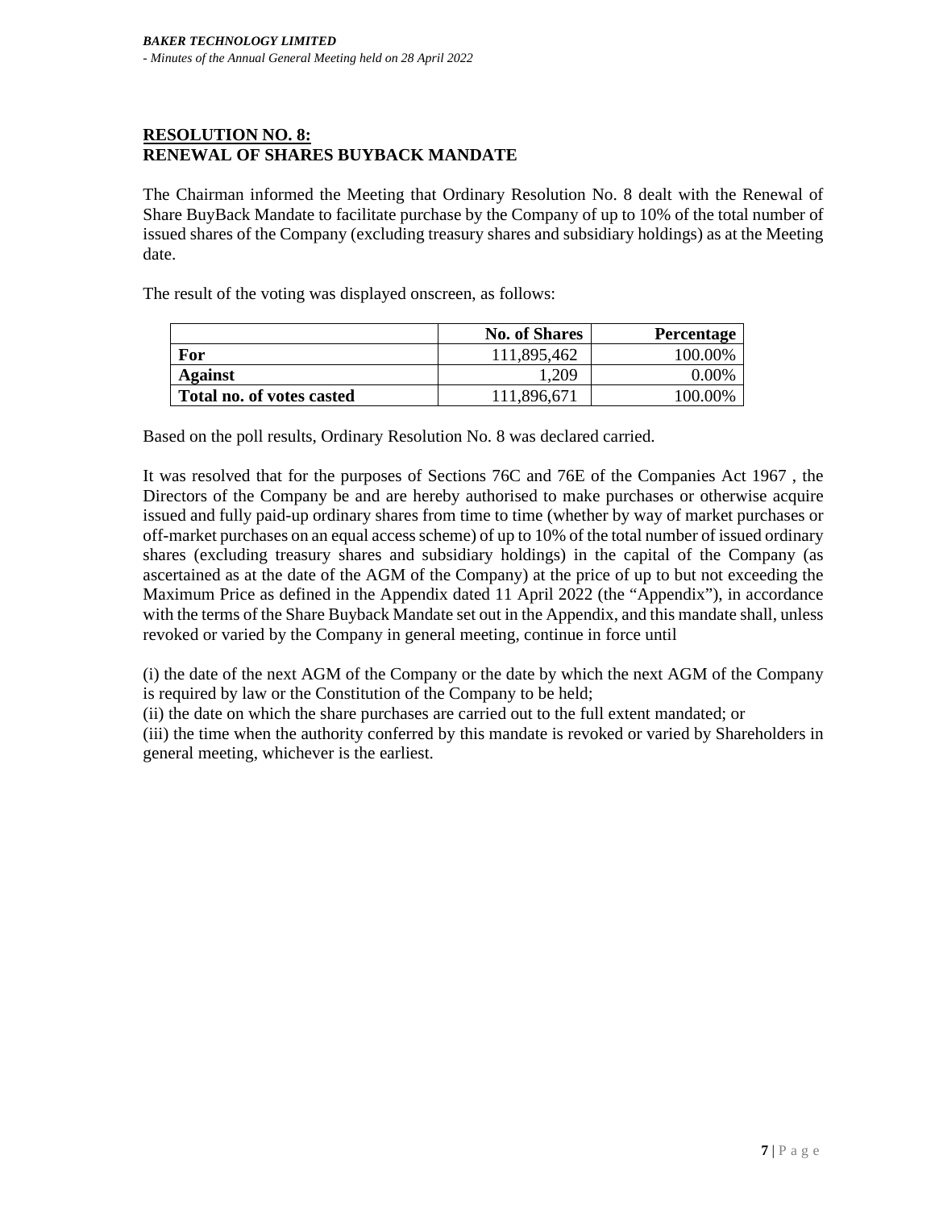## RESOLUTION NO. 8:
## RENEWAL OF SHARES BUYBACK MANDATE

The Chairman informed the Meeting that Ordinary Resolution No. 8 dealt with the Renewal of Share BuyBack Mandate to facilitate purchase by the Company of up to 10% of the total number of issued shares of the Company (excluding treasury shares and subsidiary holdings) as at the Meeting date.

The result of the voting was displayed onscreen, as follows:

| | No. of Shares | Percentage |
|---|---:|---:|
| **For** | 111,895,462 | 100.00% |
| **Against** | 1,209 | 0.00% |
| **Total no. of votes casted** | 111,896,671 | 100.00% |

Based on the poll results, Ordinary Resolution No. 8 was declared carried.

It was resolved that for the purposes of Sections 76C and 76E of the Companies Act 1967 , the Directors of the Company be and are hereby authorised to make purchases or otherwise acquire issued and fully paid-up ordinary shares from time to time (whether by way of market purchases or off-market purchases on an equal access scheme) of up to 10% of the total number of issued ordinary shares (excluding treasury shares and subsidiary holdings) in the capital of the Company (as ascertained as at the date of the AGM of the Company) at the price of up to but not exceeding the Maximum Price as defined in the Appendix dated 11 April 2022 (the "Appendix"), in accordance with the terms of the Share Buyback Mandate set out in the Appendix, and this mandate shall, unless revoked or varied by the Company in general meeting, continue in force until

(i) the date of the next AGM of the Company or the date by which the next AGM of the Company is required by law or the Constitution of the Company to be held;
(ii) the date on which the share purchases are carried out to the full extent mandated; or
(iii) the time when the authority conferred by this mandate is revoked or varied by Shareholders in general meeting, whichever is the earliest.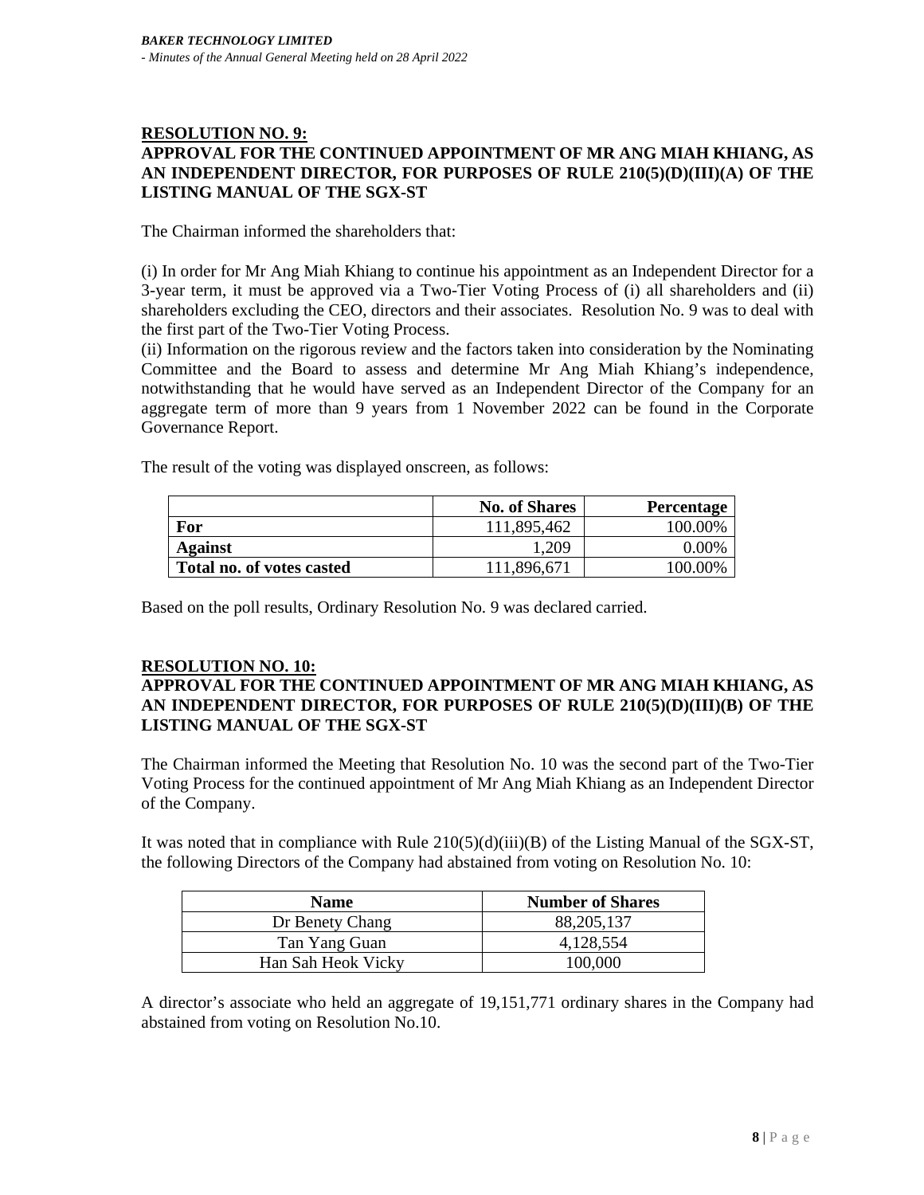## RESOLUTION NO. 9:
## APPROVAL FOR THE CONTINUED APPOINTMENT OF MR ANG MIAH KHIANG, AS AN INDEPENDENT DIRECTOR, FOR PURPOSES OF RULE 210(5)(D)(III)(A) OF THE LISTING MANUAL OF THE SGX-ST

The Chairman informed the shareholders that:

(i) In order for Mr Ang Miah Khiang to continue his appointment as an Independent Director for a 3-year term, it must be approved via a Two-Tier Voting Process of (i) all shareholders and (ii) shareholders excluding the CEO, directors and their associates. Resolution No. 9 was to deal with the first part of the Two-Tier Voting Process.
(ii) Information on the rigorous review and the factors taken into consideration by the Nominating Committee and the Board to assess and determine Mr Ang Miah Khiang's independence, notwithstanding that he would have served as an Independent Director of the Company for an aggregate term of more than 9 years from 1 November 2022 can be found in the Corporate Governance Report.

The result of the voting was displayed onscreen, as follows:

| | No. of Shares | Percentage |
|---|---:|---:|
| **For** | 111,895,462 | 100.00% |
| **Against** | 1,209 | 0.00% |
| **Total no. of votes casted** | 111,896,671 | 100.00% |

Based on the poll results, Ordinary Resolution No. 9 was declared carried.

## RESOLUTION NO. 10:
## APPROVAL FOR THE CONTINUED APPOINTMENT OF MR ANG MIAH KHIANG, AS AN INDEPENDENT DIRECTOR, FOR PURPOSES OF RULE 210(5)(D)(III)(B) OF THE LISTING MANUAL OF THE SGX-ST

The Chairman informed the Meeting that Resolution No. 10 was the second part of the Two-Tier Voting Process for the continued appointment of Mr Ang Miah Khiang as an Independent Director of the Company.

It was noted that in compliance with Rule 210(5)(d)(iii)(B) of the Listing Manual of the SGX-ST, the following Directors of the Company had abstained from voting on Resolution No. 10:

| Name | Number of Shares |
|---|---|
| Dr Benety Chang | 88,205,137 |
| Tan Yang Guan | 4,128,554 |
| Han Sah Heok Vicky | 100,000 |

A director's associate who held an aggregate of 19,151,771 ordinary shares in the Company had abstained from voting on Resolution No.10.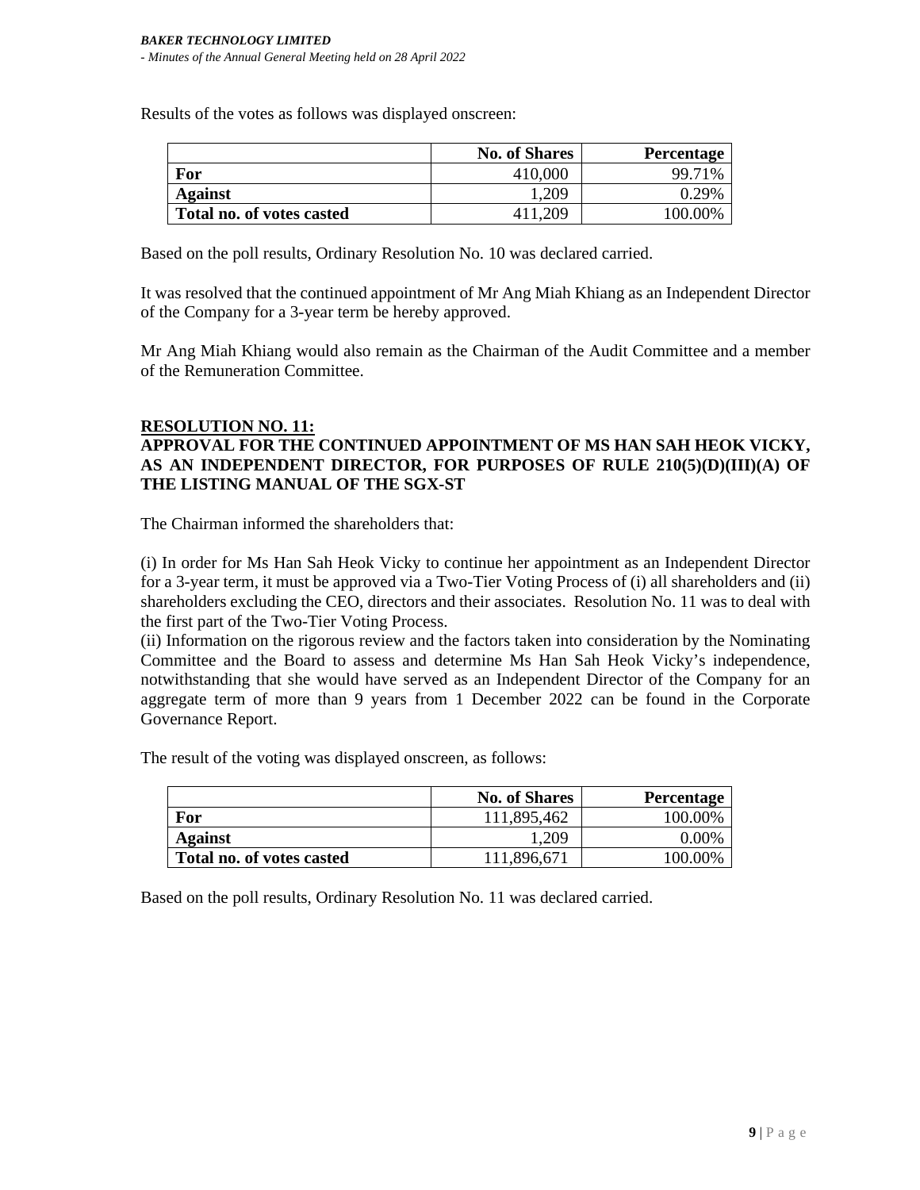Results of the votes as follows was displayed onscreen:

| | No. of Shares | Percentage |
|---|---|---|
| **For** | 410,000 | 99.71% |
| **Against** | 1,209 | 0.29% |
| **Total no. of votes casted** | 411,209 | 100.00% |

Based on the poll results, Ordinary Resolution No. 10 was declared carried.

It was resolved that the continued appointment of Mr Ang Miah Khiang as an Independent Director of the Company for a 3-year term be hereby approved.

Mr Ang Miah Khiang would also remain as the Chairman of the Audit Committee and a member of the Remuneration Committee.

**RESOLUTION NO. 11:**
**APPROVAL FOR THE CONTINUED APPOINTMENT OF MS HAN SAH HEOK VICKY, AS AN INDEPENDENT DIRECTOR, FOR PURPOSES OF RULE 210(5)(D)(III)(A) OF THE LISTING MANUAL OF THE SGX-ST**

The Chairman informed the shareholders that:

(i) In order for Ms Han Sah Heok Vicky to continue her appointment as an Independent Director for a 3-year term, it must be approved via a Two-Tier Voting Process of (i) all shareholders and (ii) shareholders excluding the CEO, directors and their associates. Resolution No. 11 was to deal with the first part of the Two-Tier Voting Process.
(ii) Information on the rigorous review and the factors taken into consideration by the Nominating Committee and the Board to assess and determine Ms Han Sah Heok Vicky's independence, notwithstanding that she would have served as an Independent Director of the Company for an aggregate term of more than 9 years from 1 December 2022 can be found in the Corporate Governance Report.

The result of the voting was displayed onscreen, as follows:

| | No. of Shares | Percentage |
|---|---|---|
| **For** | 111,895,462 | 100.00% |
| **Against** | 1,209 | 0.00% |
| **Total no. of votes casted** | 111,896,671 | 100.00% |

Based on the poll results, Ordinary Resolution No. 11 was declared carried.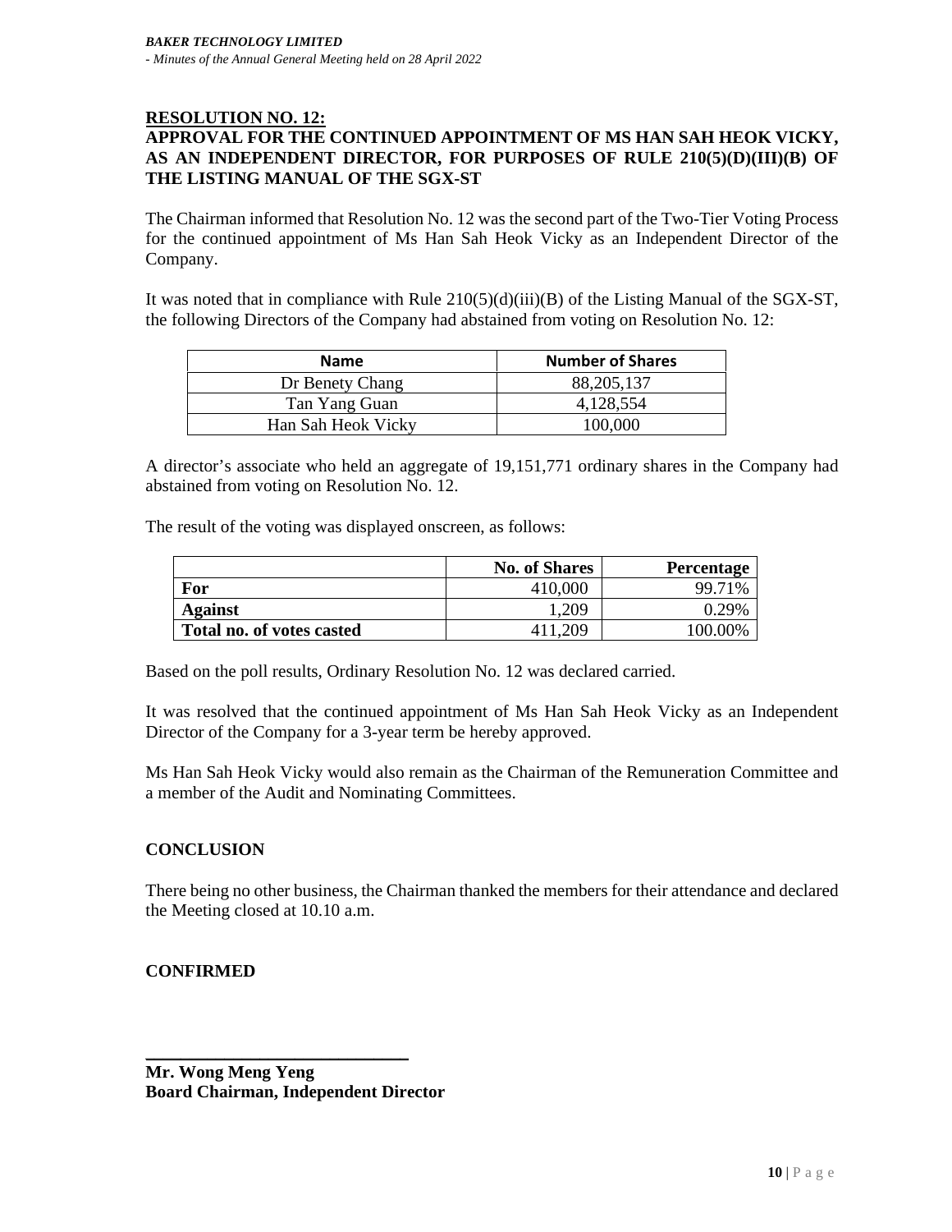**RESOLUTION NO. 12:**

**APPROVAL FOR THE CONTINUED APPOINTMENT OF MS HAN SAH HEOK VICKY, AS AN INDEPENDENT DIRECTOR, FOR PURPOSES OF RULE 210(5)(D)(III)(B) OF THE LISTING MANUAL OF THE SGX-ST**

The Chairman informed that Resolution No. 12 was the second part of the Two-Tier Voting Process for the continued appointment of Ms Han Sah Heok Vicky as an Independent Director of the Company.

It was noted that in compliance with Rule 210(5)(d)(iii)(B) of the Listing Manual of the SGX-ST, the following Directors of the Company had abstained from voting on Resolution No. 12:

| Name | Number of Shares |
|---|---|
| Dr Benety Chang | 88,205,137 |
| Tan Yang Guan | 4,128,554 |
| Han Sah Heok Vicky | 100,000 |

A director's associate who held an aggregate of 19,151,771 ordinary shares in the Company had abstained from voting on Resolution No. 12.

The result of the voting was displayed onscreen, as follows:

| | No. of Shares | Percentage |
|---|---|---|
| **For** | 410,000 | 99.71% |
| **Against** | 1,209 | 0.29% |
| **Total no. of votes casted** | 411,209 | 100.00% |

Based on the poll results, Ordinary Resolution No. 12 was declared carried.

It was resolved that the continued appointment of Ms Han Sah Heok Vicky as an Independent Director of the Company for a 3-year term be hereby approved.

Ms Han Sah Heok Vicky would also remain as the Chairman of the Remuneration Committee and a member of the Audit and Nominating Committees.

**CONCLUSION**

There being no other business, the Chairman thanked the members for their attendance and declared the Meeting closed at 10.10 a.m.

**CONFIRMED**

\_\_\_\_\_\_\_\_\_\_\_\_\_\_\_\_\_\_\_\_\_\_\_\_\_\_\_\_\_\_

**Mr. Wong Meng Yeng**
**Board Chairman, Independent Director**